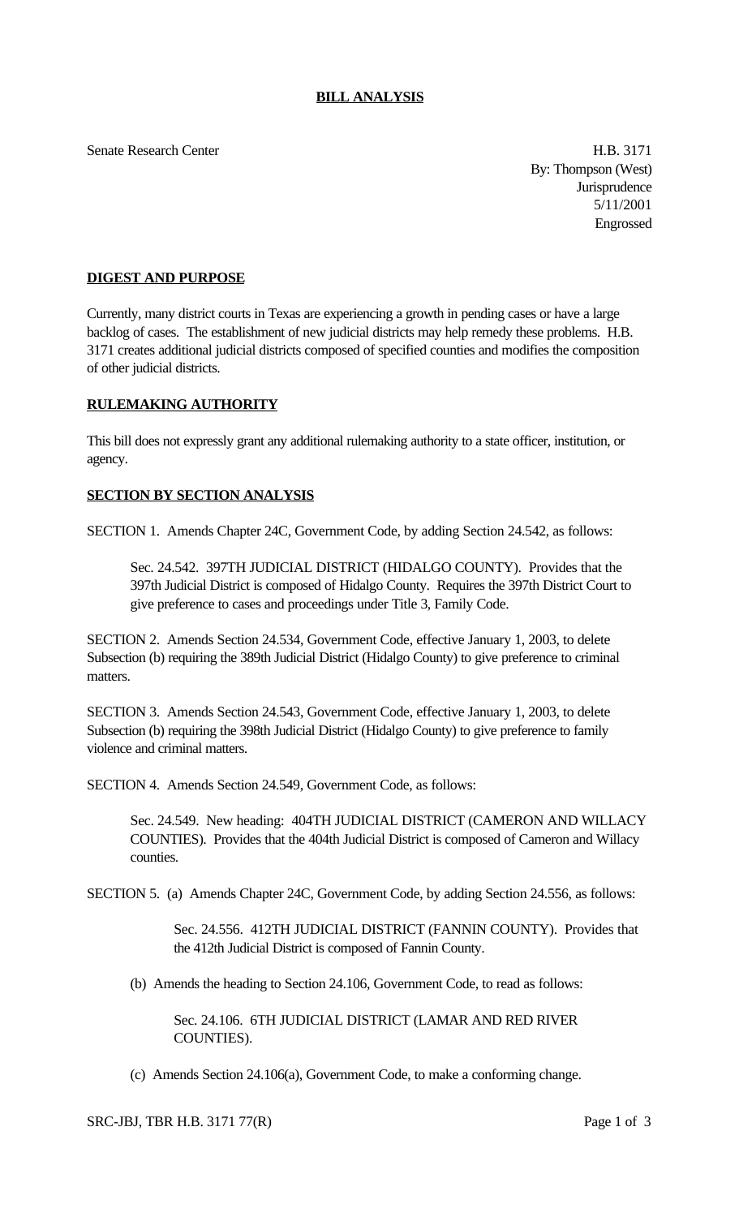# BILL ANALYSIS

Senate Research Center

H.B. 3171
By: Thompson (West)
Jurisprudence
5/11/2001
Engrossed

## DIGEST AND PURPOSE

Currently, many district courts in Texas are experiencing a growth in pending cases or have a large backlog of cases. The establishment of new judicial districts may help remedy these problems. H.B. 3171 creates additional judicial districts composed of specified counties and modifies the composition of other judicial districts.

## RULEMAKING AUTHORITY

This bill does not expressly grant any additional rulemaking authority to a state officer, institution, or agency.

## SECTION BY SECTION ANALYSIS

SECTION 1. Amends Chapter 24C, Government Code, by adding Section 24.542, as follows:

> Sec. 24.542. 397TH JUDICIAL DISTRICT (HIDALGO COUNTY). Provides that the 397th Judicial District is composed of Hidalgo County. Requires the 397th District Court to give preference to cases and proceedings under Title 3, Family Code.

SECTION 2. Amends Section 24.534, Government Code, effective January 1, 2003, to delete Subsection (b) requiring the 389th Judicial District (Hidalgo County) to give preference to criminal matters.

SECTION 3. Amends Section 24.543, Government Code, effective January 1, 2003, to delete Subsection (b) requiring the 398th Judicial District (Hidalgo County) to give preference to family violence and criminal matters.

SECTION 4. Amends Section 24.549, Government Code, as follows:

> Sec. 24.549. New heading: 404TH JUDICIAL DISTRICT (CAMERON AND WILLACY COUNTIES). Provides that the 404th Judicial District is composed of Cameron and Willacy counties.

SECTION 5. (a) Amends Chapter 24C, Government Code, by adding Section 24.556, as follows:

> Sec. 24.556. 412TH JUDICIAL DISTRICT (FANNIN COUNTY). Provides that the 412th Judicial District is composed of Fannin County.

(b) Amends the heading to Section 24.106, Government Code, to read as follows:

> Sec. 24.106. 6TH JUDICIAL DISTRICT (LAMAR AND RED RIVER COUNTIES).

(c) Amends Section 24.106(a), Government Code, to make a conforming change.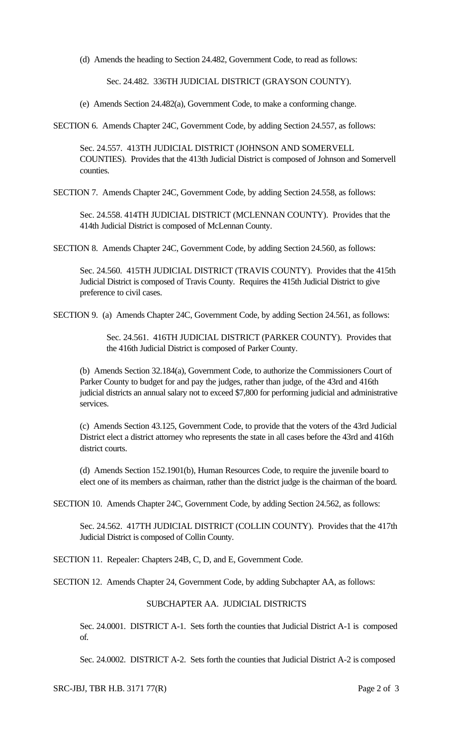(d) Amends the heading to Section 24.482, Government Code, to read as follows:

Sec. 24.482. 336TH JUDICIAL DISTRICT (GRAYSON COUNTY).

(e) Amends Section 24.482(a), Government Code, to make a conforming change.

SECTION 6. Amends Chapter 24C, Government Code, by adding Section 24.557, as follows:

Sec. 24.557. 413TH JUDICIAL DISTRICT (JOHNSON AND SOMERVELL COUNTIES). Provides that the 413th Judicial District is composed of Johnson and Somervell counties.

SECTION 7. Amends Chapter 24C, Government Code, by adding Section 24.558, as follows:

Sec. 24.558. 414TH JUDICIAL DISTRICT (MCLENNAN COUNTY). Provides that the 414th Judicial District is composed of McLennan County.

SECTION 8. Amends Chapter 24C, Government Code, by adding Section 24.560, as follows:

Sec. 24.560. 415TH JUDICIAL DISTRICT (TRAVIS COUNTY). Provides that the 415th Judicial District is composed of Travis County. Requires the 415th Judicial District to give preference to civil cases.

SECTION 9. (a) Amends Chapter 24C, Government Code, by adding Section 24.561, as follows:

Sec. 24.561. 416TH JUDICIAL DISTRICT (PARKER COUNTY). Provides that the 416th Judicial District is composed of Parker County.

(b) Amends Section 32.184(a), Government Code, to authorize the Commissioners Court of Parker County to budget for and pay the judges, rather than judge, of the 43rd and 416th judicial districts an annual salary not to exceed $7,800 for performing judicial and administrative services.

(c) Amends Section 43.125, Government Code, to provide that the voters of the 43rd Judicial District elect a district attorney who represents the state in all cases before the 43rd and 416th district courts.

(d) Amends Section 152.1901(b), Human Resources Code, to require the juvenile board to elect one of its members as chairman, rather than the district judge is the chairman of the board.

SECTION 10. Amends Chapter 24C, Government Code, by adding Section 24.562, as follows:

Sec. 24.562. 417TH JUDICIAL DISTRICT (COLLIN COUNTY). Provides that the 417th Judicial District is composed of Collin County.

SECTION 11. Repealer: Chapters 24B, C, D, and E, Government Code.

SECTION 12. Amends Chapter 24, Government Code, by adding Subchapter AA, as follows:

SUBCHAPTER AA. JUDICIAL DISTRICTS

Sec. 24.0001. DISTRICT A-1. Sets forth the counties that Judicial District A-1 is composed of.

Sec. 24.0002. DISTRICT A-2. Sets forth the counties that Judicial District A-2 is composed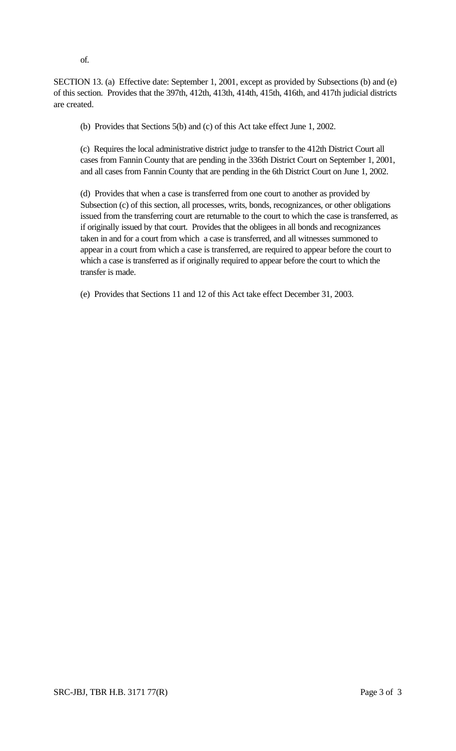of.

SECTION 13. (a) Effective date: September 1, 2001, except as provided by Subsections (b) and (e) of this section. Provides that the 397th, 412th, 413th, 414th, 415th, 416th, and 417th judicial districts are created.

(b) Provides that Sections 5(b) and (c) of this Act take effect June 1, 2002.

(c) Requires the local administrative district judge to transfer to the 412th District Court all cases from Fannin County that are pending in the 336th District Court on September 1, 2001, and all cases from Fannin County that are pending in the 6th District Court on June 1, 2002.

(d) Provides that when a case is transferred from one court to another as provided by Subsection (c) of this section, all processes, writs, bonds, recognizances, or other obligations issued from the transferring court are returnable to the court to which the case is transferred, as if originally issued by that court. Provides that the obligees in all bonds and recognizances taken in and for a court from which a case is transferred, and all witnesses summoned to appear in a court from which a case is transferred, are required to appear before the court to which a case is transferred as if originally required to appear before the court to which the transfer is made.

(e) Provides that Sections 11 and 12 of this Act take effect December 31, 2003.

SRC-JBJ, TBR H.B. 3171 77(R)